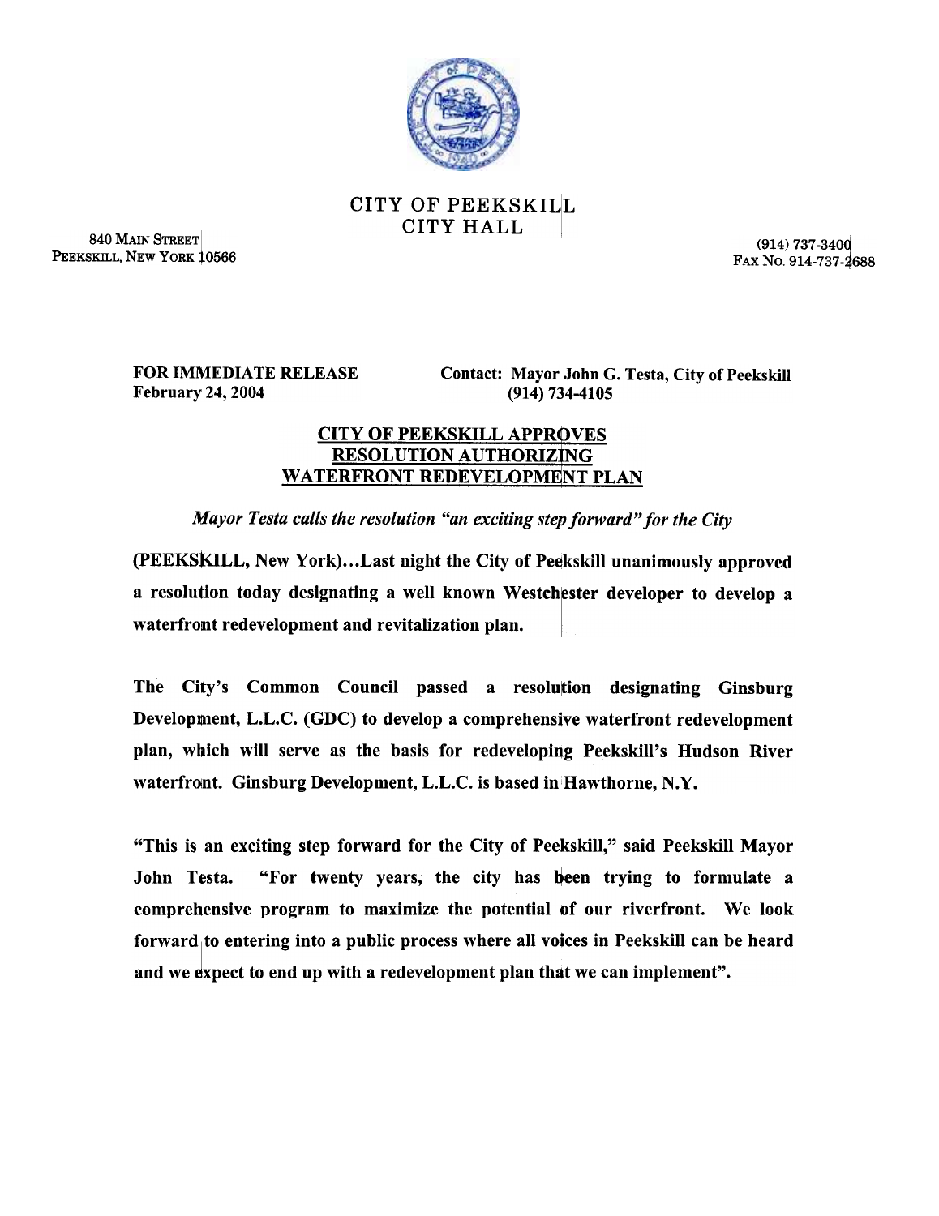CITY OF PEEKSKILL
CITY HALL

840 MAIN STREET
PEEKSKILL, NEW YORK 10566

(914) 737-3400
FAX NO. 914-737-2688

**FOR IMMEDIATE RELEASE**
**February 24, 2004**

**Contact: Mayor John G. Testa, City of Peekskill**
**(914) 734-4105**

# CITY OF PEEKSKILL APPROVES RESOLUTION AUTHORIZING WATERFRONT REDEVELOPMENT PLAN

*Mayor Testa calls the resolution "an exciting step forward" for the City*

**(PEEKSKILL, New York)...Last night the City of Peekskill unanimously approved a resolution today designating a well known Westchester developer to develop a waterfront redevelopment and revitalization plan.**

**The City's Common Council passed a resolution designating Ginsburg Development, L.L.C. (GDC) to develop a comprehensive waterfront redevelopment plan, which will serve as the basis for redeveloping Peekskill's Hudson River waterfront. Ginsburg Development, L.L.C. is based in Hawthorne, N.Y.**

**"This is an exciting step forward for the City of Peekskill," said Peekskill Mayor John Testa. "For twenty years, the city has been trying to formulate a comprehensive program to maximize the potential of our riverfront. We look forward to entering into a public process where all voices in Peekskill can be heard and we expect to end up with a redevelopment plan that we can implement".**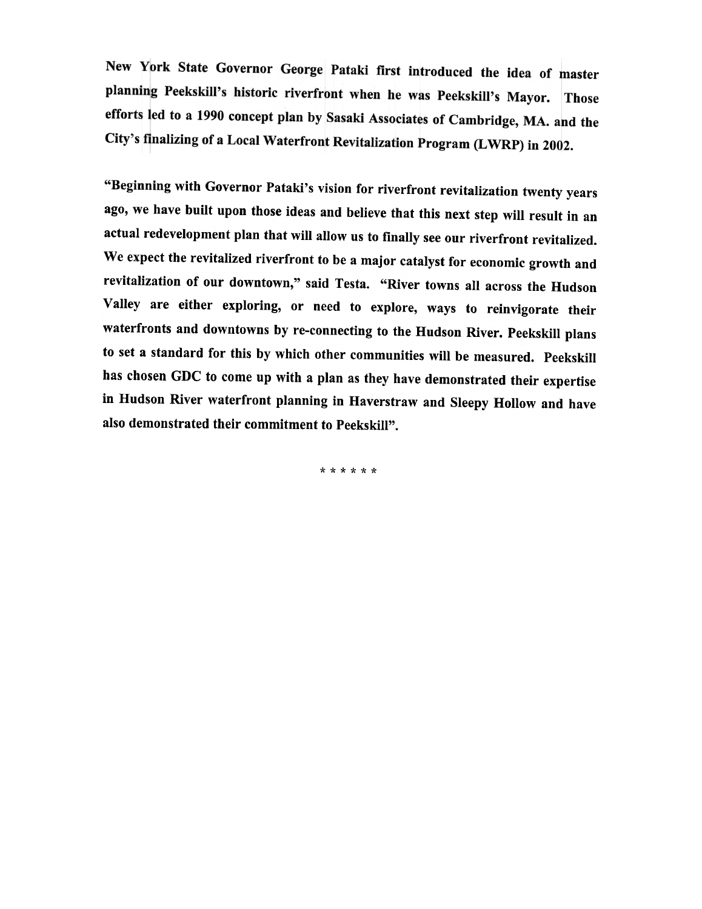**New York State Governor George Pataki first introduced the idea of master planning Peekskill's historic riverfront when he was Peekskill's Mayor. Those efforts led to a 1990 concept plan by Sasaki Associates of Cambridge, MA. and the City's finalizing of a Local Waterfront Revitalization Program (LWRP) in 2002.**

**"Beginning with Governor Pataki's vision for riverfront revitalization twenty years ago, we have built upon those ideas and believe that this next step will result in an actual redevelopment plan that will allow us to finally see our riverfront revitalized. We expect the revitalized riverfront to be a major catalyst for economic growth and revitalization of our downtown," said Testa. "River towns all across the Hudson Valley are either exploring, or need to explore, ways to reinvigorate their waterfronts and downtowns by re-connecting to the Hudson River. Peekskill plans to set a standard for this by which other communities will be measured. Peekskill has chosen GDC to come up with a plan as they have demonstrated their expertise in Hudson River waterfront planning in Haverstraw and Sleepy Hollow and have also demonstrated their commitment to Peekskill".**

* * * * * *